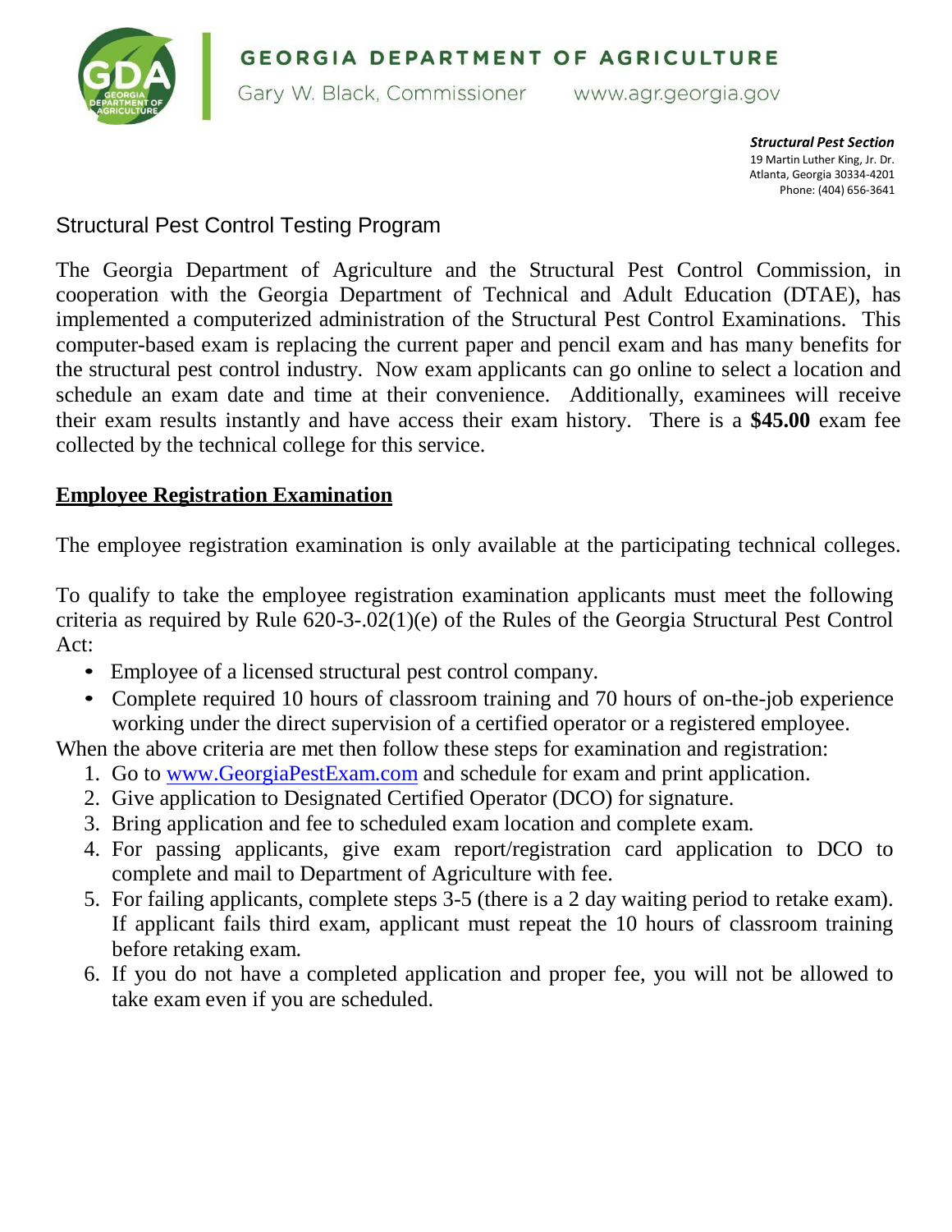GEORGIA DEPARTMENT OF AGRICULTURE

Gary W. Black, Commissioner www.agr.georgia.gov

***Structural Pest Section***
19 Martin Luther King, Jr. Dr.
Atlanta, Georgia 30334-4201
Phone: (404) 656-3641

# Structural Pest Control Testing Program

The Georgia Department of Agriculture and the Structural Pest Control Commission, in cooperation with the Georgia Department of Technical and Adult Education (DTAE), has implemented a computerized administration of the Structural Pest Control Examinations. This computer-based exam is replacing the current paper and pencil exam and has many benefits for the structural pest control industry. Now exam applicants can go online to select a location and schedule an exam date and time at their convenience. Additionally, examinees will receive their exam results instantly and have access their exam history. There is a **$45.00** exam fee collected by the technical college for this service.

## Employee Registration Examination

The employee registration examination is only available at the participating technical colleges.

To qualify to take the employee registration examination applicants must meet the following criteria as required by Rule 620-3-.02(1)(e) of the Rules of the Georgia Structural Pest Control Act:

- Employee of a licensed structural pest control company.
- Complete required 10 hours of classroom training and 70 hours of on-the-job experience working under the direct supervision of a certified operator or a registered employee.

When the above criteria are met then follow these steps for examination and registration:

1. Go to www.GeorgiaPestExam.com and schedule for exam and print application.
2. Give application to Designated Certified Operator (DCO) for signature.
3. Bring application and fee to scheduled exam location and complete exam.
4. For passing applicants, give exam report/registration card application to DCO to complete and mail to Department of Agriculture with fee.
5. For failing applicants, complete steps 3-5 (there is a 2 day waiting period to retake exam). If applicant fails third exam, applicant must repeat the 10 hours of classroom training before retaking exam.
6. If you do not have a completed application and proper fee, you will not be allowed to take exam even if you are scheduled.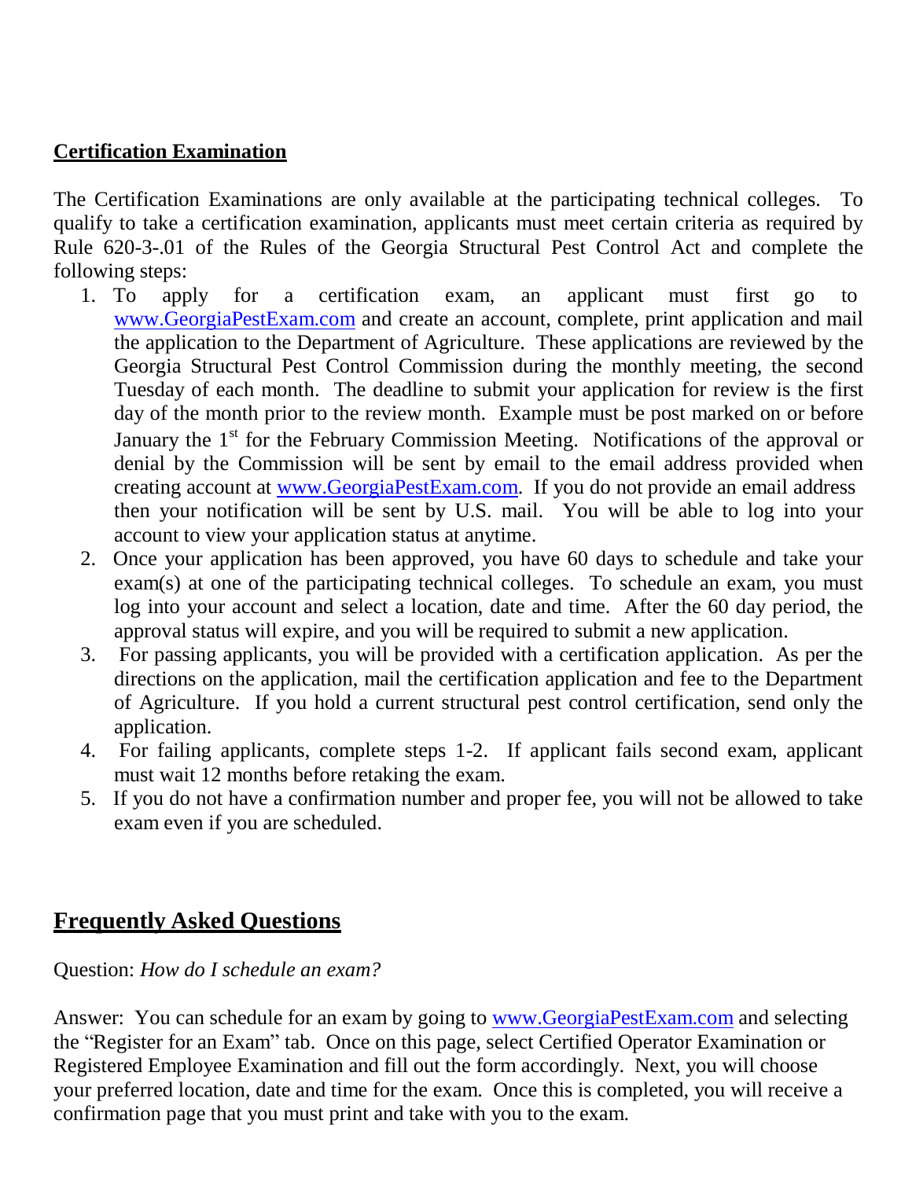## Certification Examination

The Certification Examinations are only available at the participating technical colleges. To qualify to take a certification examination, applicants must meet certain criteria as required by Rule 620-3-.01 of the Rules of the Georgia Structural Pest Control Act and complete the following steps:

1. To apply for a certification exam, an applicant must first go to www.GeorgiaPestExam.com and create an account, complete, print application and mail the application to the Department of Agriculture. These applications are reviewed by the Georgia Structural Pest Control Commission during the monthly meeting, the second Tuesday of each month. The deadline to submit your application for review is the first day of the month prior to the review month. Example must be post marked on or before January the 1st for the February Commission Meeting. Notifications of the approval or denial by the Commission will be sent by email to the email address provided when creating account at www.GeorgiaPestExam.com. If you do not provide an email address then your notification will be sent by U.S. mail. You will be able to log into your account to view your application status at anytime.
2. Once your application has been approved, you have 60 days to schedule and take your exam(s) at one of the participating technical colleges. To schedule an exam, you must log into your account and select a location, date and time. After the 60 day period, the approval status will expire, and you will be required to submit a new application.
3. For passing applicants, you will be provided with a certification application. As per the directions on the application, mail the certification application and fee to the Department of Agriculture. If you hold a current structural pest control certification, send only the application.
4. For failing applicants, complete steps 1-2. If applicant fails second exam, applicant must wait 12 months before retaking the exam.
5. If you do not have a confirmation number and proper fee, you will not be allowed to take exam even if you are scheduled.

## Frequently Asked Questions

Question: *How do I schedule an exam?*

Answer: You can schedule for an exam by going to www.GeorgiaPestExam.com and selecting the "Register for an Exam" tab. Once on this page, select Certified Operator Examination or Registered Employee Examination and fill out the form accordingly. Next, you will choose your preferred location, date and time for the exam. Once this is completed, you will receive a confirmation page that you must print and take with you to the exam.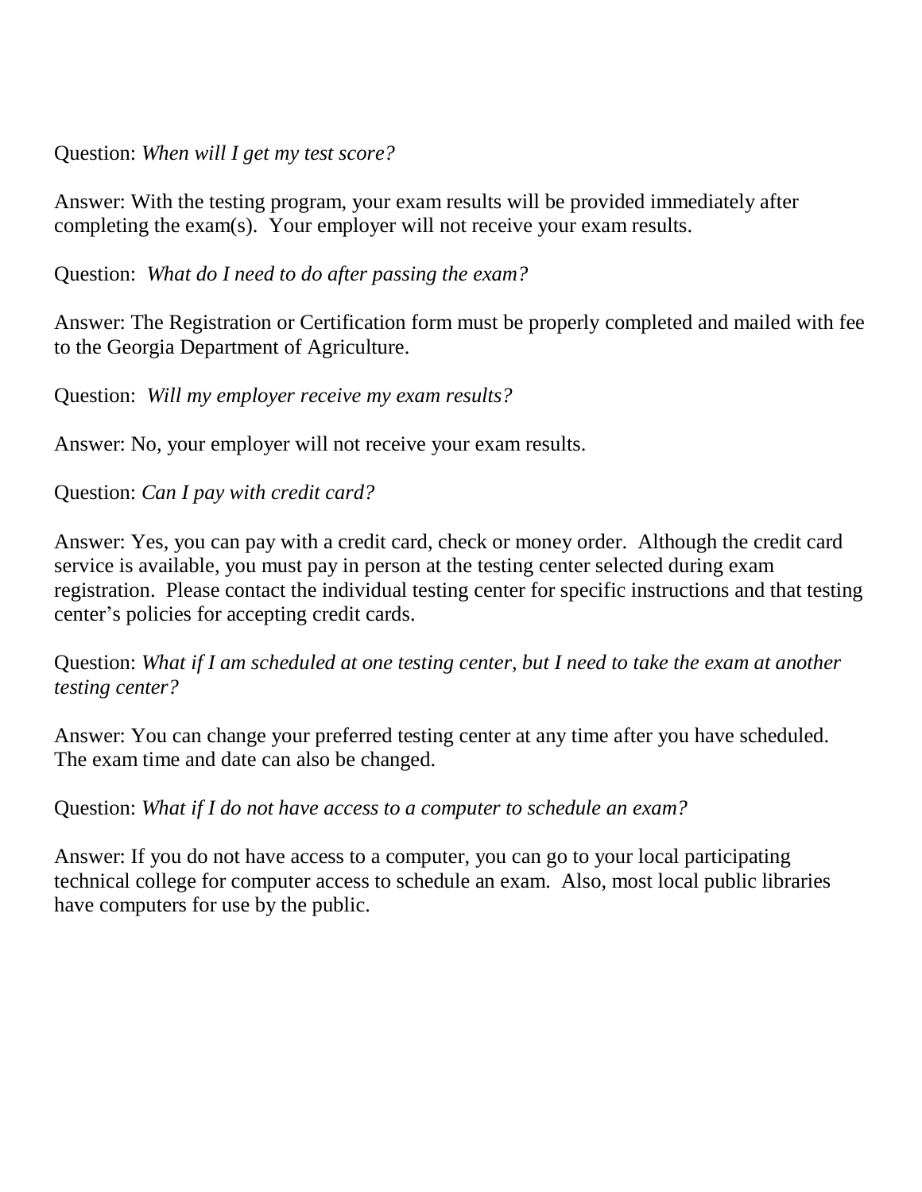Question: *When will I get my test score?*

Answer: With the testing program, your exam results will be provided immediately after completing the exam(s). Your employer will not receive your exam results.

Question: *What do I need to do after passing the exam?*

Answer: The Registration or Certification form must be properly completed and mailed with fee to the Georgia Department of Agriculture.

Question: *Will my employer receive my exam results?*

Answer: No, your employer will not receive your exam results.

Question: *Can I pay with credit card?*

Answer: Yes, you can pay with a credit card, check or money order. Although the credit card service is available, you must pay in person at the testing center selected during exam registration. Please contact the individual testing center for specific instructions and that testing center's policies for accepting credit cards.

Question: *What if I am scheduled at one testing center, but I need to take the exam at another testing center?*

Answer: You can change your preferred testing center at any time after you have scheduled. The exam time and date can also be changed.

Question: *What if I do not have access to a computer to schedule an exam?*

Answer: If you do not have access to a computer, you can go to your local participating technical college for computer access to schedule an exam. Also, most local public libraries have computers for use by the public.